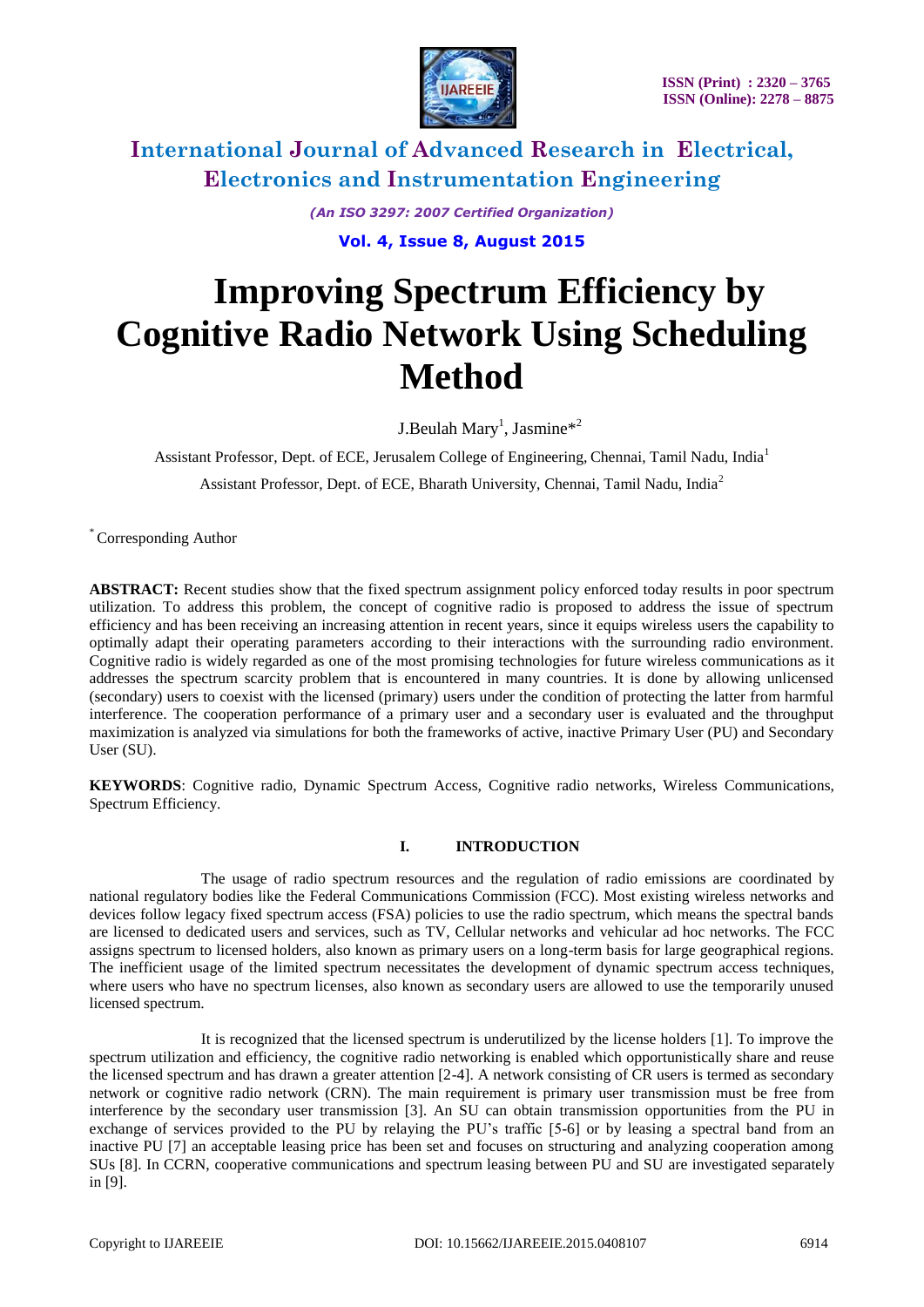# Improving Spectrum Efficiency by Cognitive Radio Network Using Scheduling Method

J.Beulah Mary[1], Jasmine*[2]

Assistant Professor, Dept. of ECE, Jerusalem College of Engineering, Chennai, Tamil Nadu, India[1]

Assistant Professor, Dept. of ECE, Bharath University, Chennai, Tamil Nadu, India[2]

* Corresponding Author

**ABSTRACT:** Recent studies show that the fixed spectrum assignment policy enforced today results in poor spectrum utilization. To address this problem, the concept of cognitive radio is proposed to address the issue of spectrum efficiency and has been receiving an increasing attention in recent years, since it equips wireless users the capability to optimally adapt their operating parameters according to their interactions with the surrounding radio environment. Cognitive radio is widely regarded as one of the most promising technologies for future wireless communications as it addresses the spectrum scarcity problem that is encountered in many countries. It is done by allowing unlicensed (secondary) users to coexist with the licensed (primary) users under the condition of protecting the latter from harmful interference. The cooperation performance of a primary user and a secondary user is evaluated and the throughput maximization is analyzed via simulations for both the frameworks of active, inactive Primary User (PU) and Secondary User (SU).

**KEYWORDS**: Cognitive radio, Dynamic Spectrum Access, Cognitive radio networks, Wireless Communications, Spectrum Efficiency.

## I. INTRODUCTION

The usage of radio spectrum resources and the regulation of radio emissions are coordinated by national regulatory bodies like the Federal Communications Commission (FCC). Most existing wireless networks and devices follow legacy fixed spectrum access (FSA) policies to use the radio spectrum, which means the spectral bands are licensed to dedicated users and services, such as TV, Cellular networks and vehicular ad hoc networks. The FCC assigns spectrum to licensed holders, also known as primary users on a long-term basis for large geographical regions. The inefficient usage of the limited spectrum necessitates the development of dynamic spectrum access techniques, where users who have no spectrum licenses, also known as secondary users are allowed to use the temporarily unused licensed spectrum.

It is recognized that the licensed spectrum is underutilized by the license holders [1]. To improve the spectrum utilization and efficiency, the cognitive radio networking is enabled which opportunistically share and reuse the licensed spectrum and has drawn a greater attention [2-4]. A network consisting of CR users is termed as secondary network or cognitive radio network (CRN). The main requirement is primary user transmission must be free from interference by the secondary user transmission [3]. An SU can obtain transmission opportunities from the PU in exchange of services provided to the PU by relaying the PU's traffic [5-6] or by leasing a spectral band from an inactive PU [7] an acceptable leasing price has been set and focuses on structuring and analyzing cooperation among SUs [8]. In CCRN, cooperative communications and spectrum leasing between PU and SU are investigated separately in [9].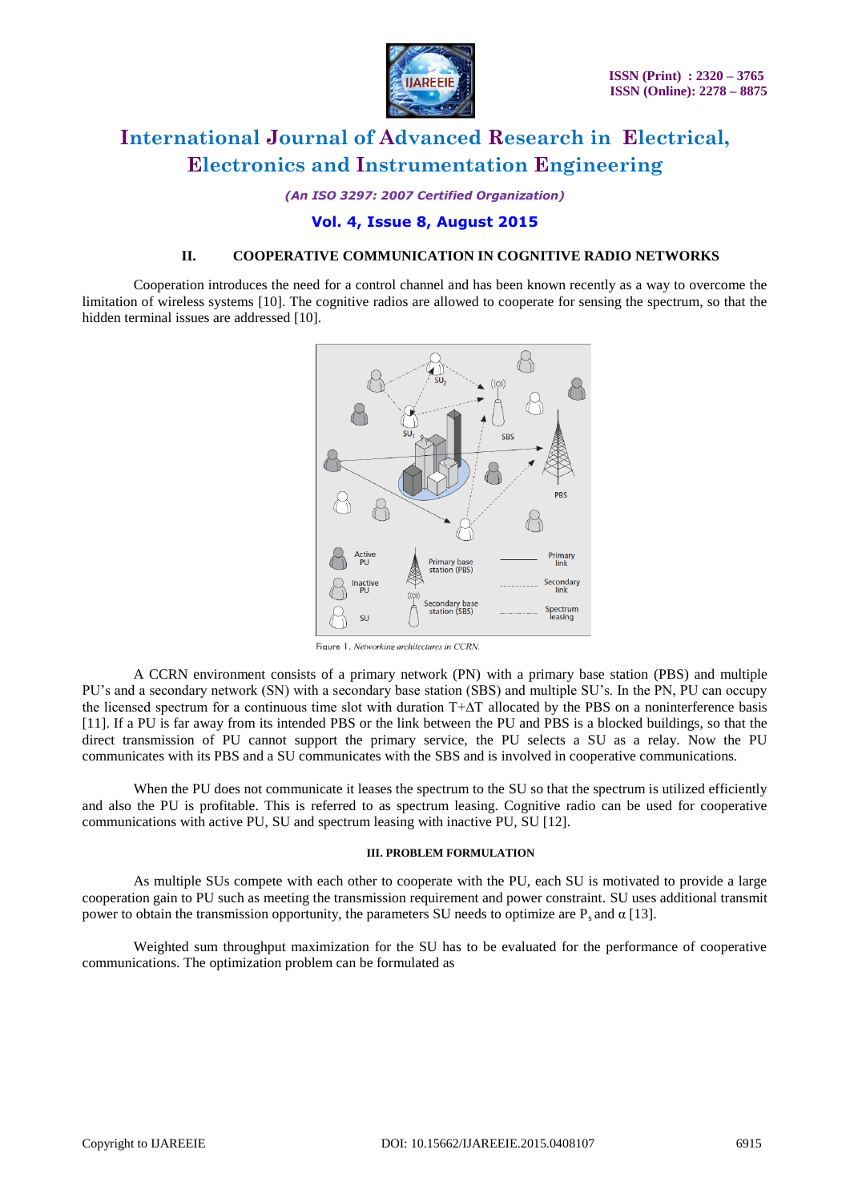## II. COOPERATIVE COMMUNICATION IN COGNITIVE RADIO NETWORKS

Cooperation introduces the need for a control channel and has been known recently as a way to overcome the limitation of wireless systems [10]. The cognitive radios are allowed to cooperate for sensing the spectrum, so that the hidden terminal issues are addressed [10].

Figure 1. Networking architectures in CCRN.

A CCRN environment consists of a primary network (PN) with a primary base station (PBS) and multiple PU's and a secondary network (SN) with a secondary base station (SBS) and multiple SU's. In the PN, PU can occupy the licensed spectrum for a continuous time slot with duration $T+\Delta T$ allocated by the PBS on a noninterference basis [11]. If a PU is far away from its intended PBS or the link between the PU and PBS is a blocked buildings, so that the direct transmission of PU cannot support the primary service, the PU selects a SU as a relay. Now the PU communicates with its PBS and a SU communicates with the SBS and is involved in cooperative communications.

When the PU does not communicate it leases the spectrum to the SU so that the spectrum is utilized efficiently and also the PU is profitable. This is referred to as spectrum leasing. Cognitive radio can be used for cooperative communications with active PU, SU and spectrum leasing with inactive PU, SU [12].

### III. PROBLEM FORMULATION

As multiple SUs compete with each other to cooperate with the PU, each SU is motivated to provide a large cooperation gain to PU such as meeting the transmission requirement and power constraint. SU uses additional transmit power to obtain the transmission opportunity, the parameters SU needs to optimize are $P_s$ and $\alpha$ [13].

Weighted sum throughput maximization for the SU has to be evaluated for the performance of cooperative communications. The optimization problem can be formulated as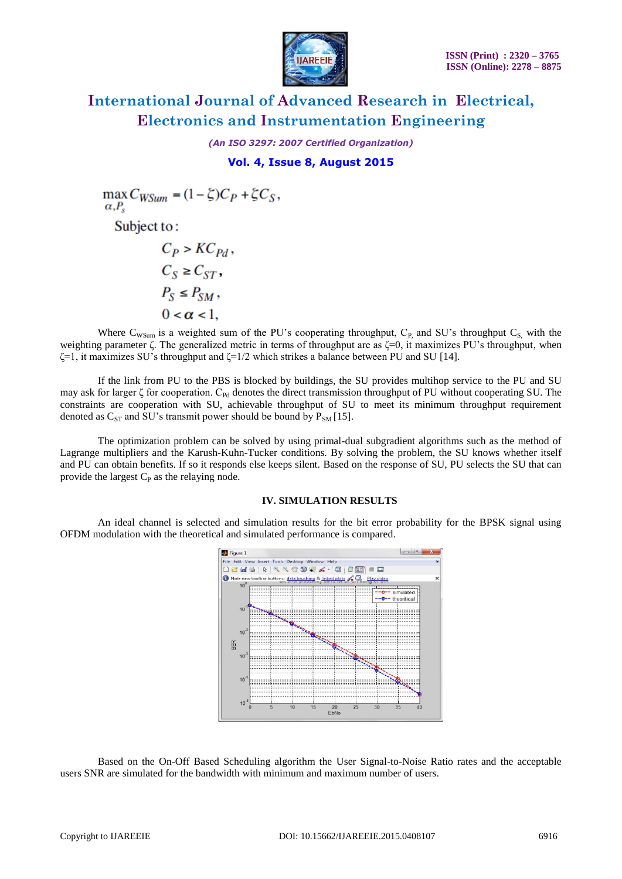$$\max_{\alpha, P_s} C_{WSum} = (1-\zeta)C_P + \zeta C_S,$$

$$\text{Subject to:}$$

$$C_P > KC_{Pd},$$

$$C_S \geq C_{ST},$$

$$P_S \leq P_{SM},$$

$$0 < \alpha < 1,$$

Where $C_{WSum}$ is a weighted sum of the PU's cooperating throughput, $C_P$, and SU's throughput $C_S$, with the weighting parameter $\zeta$. The generalized metric in terms of throughput are as $\zeta$=0, it maximizes PU's throughput, when $\zeta$=1, it maximizes SU's throughput and $\zeta$=1/2 which strikes a balance between PU and SU [14].

If the link from PU to the PBS is blocked by buildings, the SU provides multihop service to the PU and SU may ask for larger $\zeta$ for cooperation. $C_{Pd}$ denotes the direct transmission throughput of PU without cooperating SU. The constraints are cooperation with SU, achievable throughput of SU to meet its minimum throughput requirement denoted as $C_{ST}$ and SU's transmit power should be bound by $P_{SM}$ [15].

The optimization problem can be solved by using primal-dual subgradient algorithms such as the method of Lagrange multipliers and the Karush-Kuhn-Tucker conditions. By solving the problem, the SU knows whether itself and PU can obtain benefits. If so it responds else keeps silent. Based on the response of SU, PU selects the SU that can provide the largest $C_P$ as the relaying node.

## IV. SIMULATION RESULTS

An ideal channel is selected and simulation results for the bit error probability for the BPSK signal using OFDM modulation with the theoretical and simulated performance is compared.

Based on the On-Off Based Scheduling algorithm the User Signal-to-Noise Ratio rates and the acceptable users SNR are simulated for the bandwidth with minimum and maximum number of users.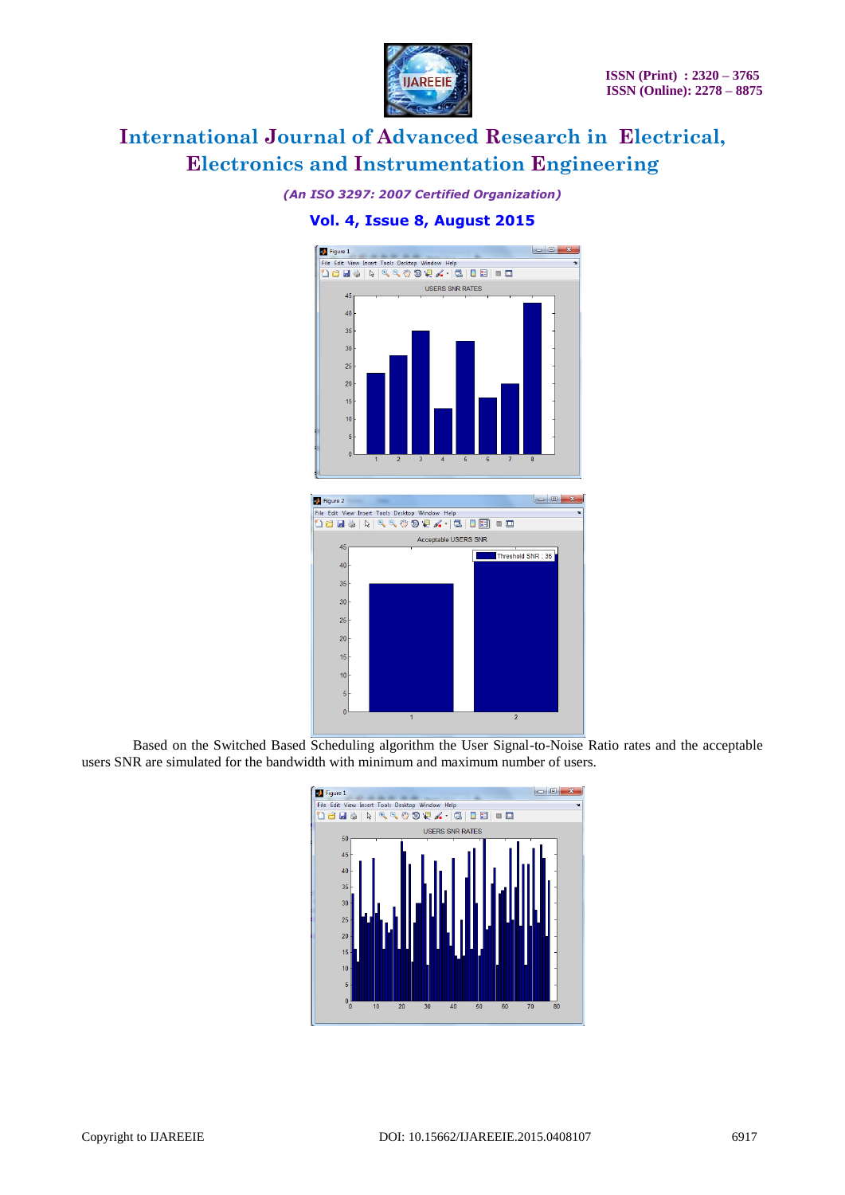Based on the Switched Based Scheduling algorithm the User Signal-to-Noise Ratio rates and the acceptable users SNR are simulated for the bandwidth with minimum and maximum number of users.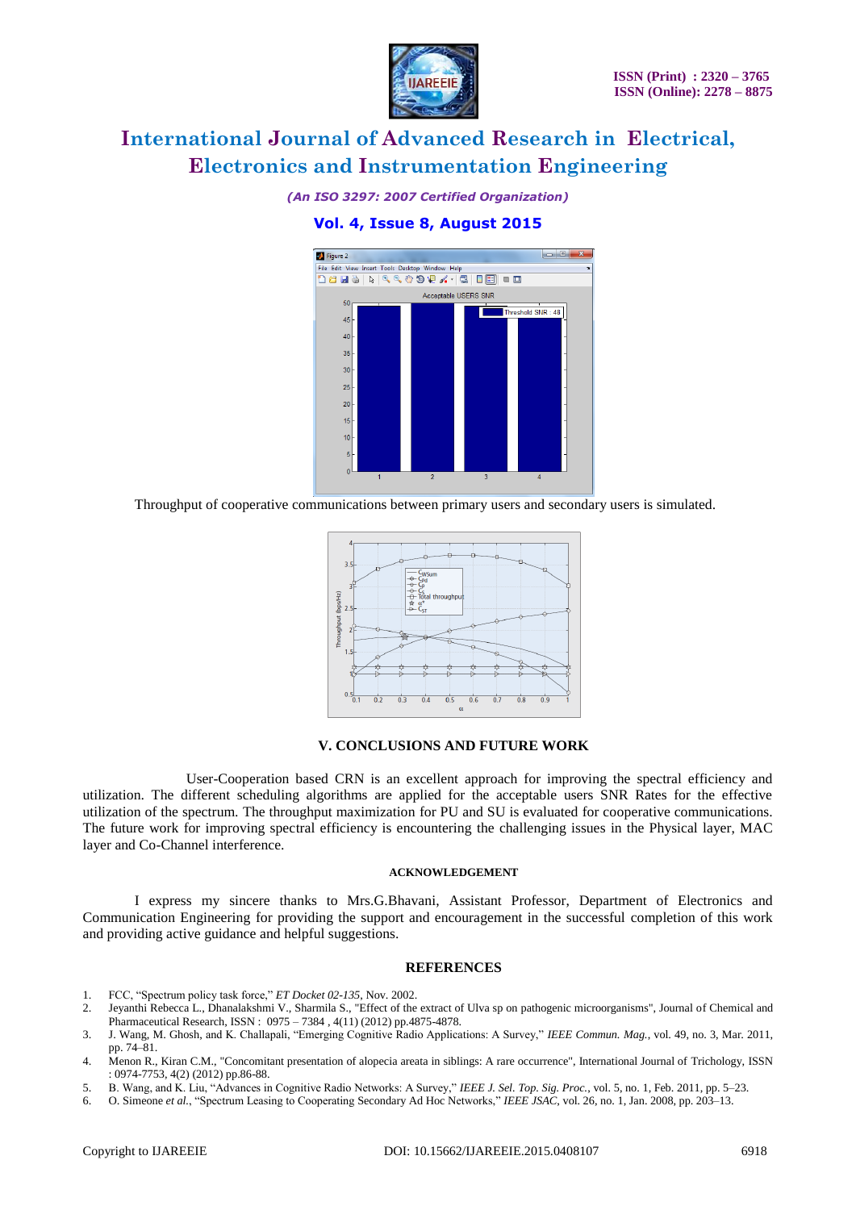Throughput of cooperative communications between primary users and secondary users is simulated.

## V. CONCLUSIONS AND FUTURE WORK

User-Cooperation based CRN is an excellent approach for improving the spectral efficiency and utilization. The different scheduling algorithms are applied for the acceptable users SNR Rates for the effective utilization of the spectrum. The throughput maximization for PU and SU is evaluated for cooperative communications. The future work for improving spectral efficiency is encountering the challenging issues in the Physical layer, MAC layer and Co-Channel interference.

### ACKNOWLEDGEMENT

I express my sincere thanks to Mrs.G.Bhavani, Assistant Professor, Department of Electronics and Communication Engineering for providing the support and encouragement in the successful completion of this work and providing active guidance and helpful suggestions.

## REFERENCES

1. FCC, "Spectrum policy task force," *ET Docket 02-135*, Nov. 2002.
2. Jeyanthi Rebecca L., Dhanalakshmi V., Sharmila S., "Effect of the extract of Ulva sp on pathogenic microorganisms", Journal of Chemical and Pharmaceutical Research, ISSN : 0975 – 7384 , 4(11) (2012) pp.4875-4878.
3. J. Wang, M. Ghosh, and K. Challapali, "Emerging Cognitive Radio Applications: A Survey," *IEEE Commun. Mag.*, vol. 49, no. 3, Mar. 2011, pp. 74–81.
4. Menon R., Kiran C.M., "Concomitant presentation of alopecia areata in siblings: A rare occurrence", International Journal of Trichology, ISSN : 0974-7753, 4(2) (2012) pp.86-88.
5. B. Wang, and K. Liu, "Advances in Cognitive Radio Networks: A Survey," *IEEE J. Sel. Top. Sig. Proc.*, vol. 5, no. 1, Feb. 2011, pp. 5–23.
6. O. Simeone *et al.*, "Spectrum Leasing to Cooperating Secondary Ad Hoc Networks," *IEEE JSAC*, vol. 26, no. 1, Jan. 2008, pp. 203–13.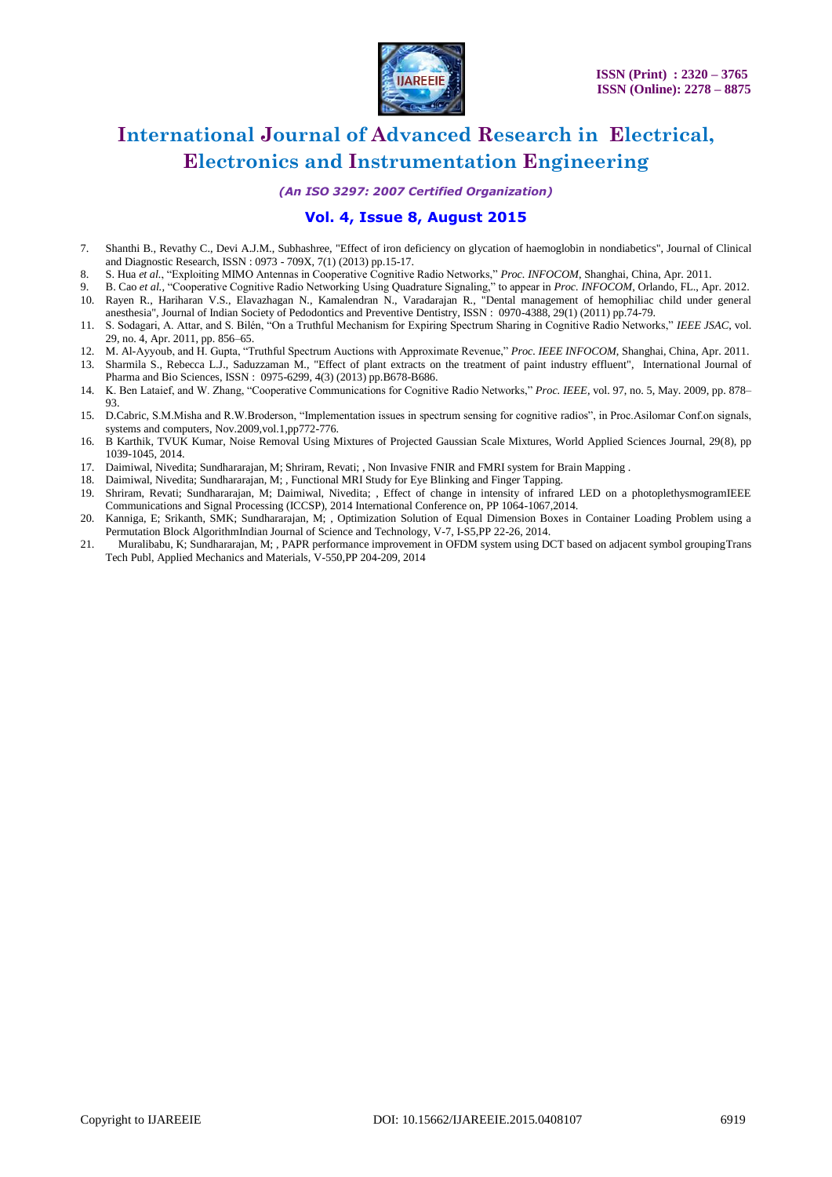7. Shanthi B., Revathy C., Devi A.J.M., Subhashree, "Effect of iron deficiency on glycation of haemoglobin in nondiabetics", Journal of Clinical and Diagnostic Research, ISSN : 0973 - 709X, 7(1) (2013) pp.15-17.
8. S. Hua *et al.*, "Exploiting MIMO Antennas in Cooperative Cognitive Radio Networks," *Proc. INFOCOM*, Shanghai, China, Apr. 2011.
9. B. Cao *et al.*, "Cooperative Cognitive Radio Networking Using Quadrature Signaling," to appear in *Proc. INFOCOM*, Orlando, FL., Apr. 2012.
10. Rayen R., Hariharan V.S., Elavazhagan N., Kamalendran N., Varadarajan R., "Dental management of hemophiliac child under general anesthesia", Journal of Indian Society of Pedodontics and Preventive Dentistry, ISSN : 0970-4388, 29(1) (2011) pp.74-79.
11. S. Sodagari, A. Attar, and S. Bilén, "On a Truthful Mechanism for Expiring Spectrum Sharing in Cognitive Radio Networks," *IEEE JSAC*, vol. 29, no. 4, Apr. 2011, pp. 856–65.
12. M. Al-Ayyoub, and H. Gupta, "Truthful Spectrum Auctions with Approximate Revenue," *Proc. IEEE INFOCOM*, Shanghai, China, Apr. 2011.
13. Sharmila S., Rebecca L.J., Saduzzaman M., "Effect of plant extracts on the treatment of paint industry effluent", International Journal of Pharma and Bio Sciences, ISSN : 0975-6299, 4(3) (2013) pp.B678-B686.
14. K. Ben Lataief, and W. Zhang, "Cooperative Communications for Cognitive Radio Networks," *Proc. IEEE*, vol. 97, no. 5, May. 2009, pp. 878–93.
15. D.Cabric, S.M.Misha and R.W.Broderson, "Implementation issues in spectrum sensing for cognitive radios", in Proc.Asilomar Conf.on signals, systems and computers, Nov.2009,vol.1,pp772-776.
16. B Karthik, TVUK Kumar, Noise Removal Using Mixtures of Projected Gaussian Scale Mixtures, World Applied Sciences Journal, 29(8), pp 1039-1045, 2014.
17. Daimiwal, Nivedita; Sundhararajan, M; Shriram, Revati; , Non Invasive FNIR and FMRI system for Brain Mapping .
18. Daimiwal, Nivedita; Sundhararajan, M; , Functional MRI Study for Eye Blinking and Finger Tapping.
19. Shriram, Revati; Sundhararajan, M; Daimiwal, Nivedita; , Effect of change in intensity of infrared LED on a photoplethysmogramIEEE Communications and Signal Processing (ICCSP), 2014 International Conference on, PP 1064-1067,2014.
20. Kanniga, E; Srikanth, SMK; Sundhararajan, M; , Optimization Solution of Equal Dimension Boxes in Container Loading Problem using a Permutation Block AlgorithmIndian Journal of Science and Technology, V-7, I-S5,PP 22-26, 2014.
21. Muralibabu, K; Sundhararajan, M; , PAPR performance improvement in OFDM system using DCT based on adjacent symbol groupingTrans Tech Publ, Applied Mechanics and Materials, V-550,PP 204-209, 2014